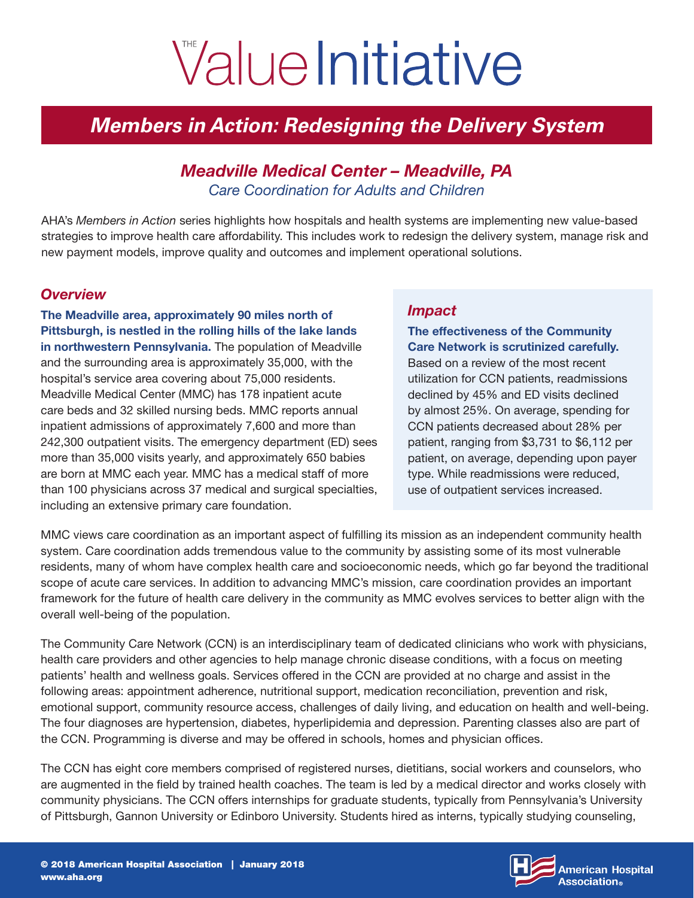# The Value Initiative

## Members in Action: Redesigning the Delivery System

### *Meadville Medical Center – Meadville, PA*

*Care Coordination for Adults and Children*

AHA's *Members in Action* series highlights how hospitals and health systems are implementing new value-based strategies to improve health care affordability. This includes work to redesign the delivery system, manage risk and new payment models, improve quality and outcomes and implement operational solutions.

### *Overview*

**The Meadville area, approximately 90 miles north of Pittsburgh, is nestled in the rolling hills of the lake lands in northwestern Pennsylvania.** The population of Meadville and the surrounding area is approximately 35,000, with the hospital's service area covering about 75,000 residents. Meadville Medical Center (MMC) has 178 inpatient acute care beds and 32 skilled nursing beds. MMC reports annual inpatient admissions of approximately 7,600 and more than 242,300 outpatient visits. The emergency department (ED) sees more than 35,000 visits yearly, and approximately 650 babies are born at MMC each year. MMC has a medical staff of more than 100 physicians across 37 medical and surgical specialties, including an extensive primary care foundation.

### *Impact*

**The effectiveness of the Community Care Network is scrutinized carefully.** Based on a review of the most recent utilization for CCN patients, readmissions declined by 45% and ED visits declined by almost 25%. On average, spending for CCN patients decreased about 28% per patient, ranging from $3,731 to $6,112 per patient, on average, depending upon payer type. While readmissions were reduced, use of outpatient services increased.

MMC views care coordination as an important aspect of fulfilling its mission as an independent community health system. Care coordination adds tremendous value to the community by assisting some of its most vulnerable residents, many of whom have complex health care and socioeconomic needs, which go far beyond the traditional scope of acute care services. In addition to advancing MMC's mission, care coordination provides an important framework for the future of health care delivery in the community as MMC evolves services to better align with the overall well-being of the population.

The Community Care Network (CCN) is an interdisciplinary team of dedicated clinicians who work with physicians, health care providers and other agencies to help manage chronic disease conditions, with a focus on meeting patients' health and wellness goals. Services offered in the CCN are provided at no charge and assist in the following areas: appointment adherence, nutritional support, medication reconciliation, prevention and risk, emotional support, community resource access, challenges of daily living, and education on health and well-being. The four diagnoses are hypertension, diabetes, hyperlipidemia and depression. Parenting classes also are part of the CCN. Programming is diverse and may be offered in schools, homes and physician offices.

The CCN has eight core members comprised of registered nurses, dietitians, social workers and counselors, who are augmented in the field by trained health coaches. The team is led by a medical director and works closely with community physicians. The CCN offers internships for graduate students, typically from Pennsylvania's University of Pittsburgh, Gannon University or Edinboro University. Students hired as interns, typically studying counseling,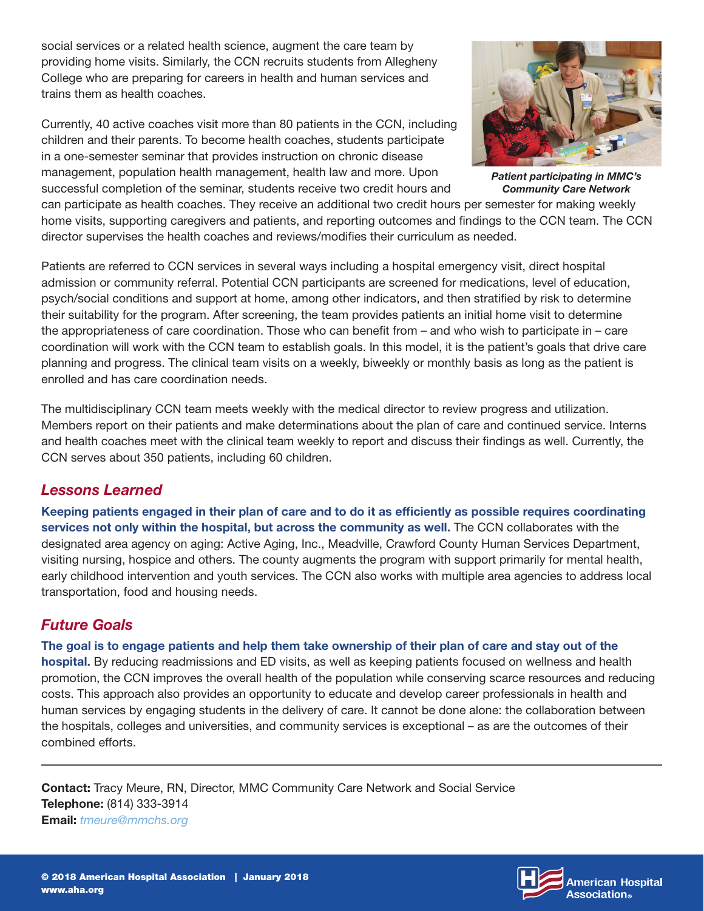social services or a related health science, augment the care team by providing home visits. Similarly, the CCN recruits students from Allegheny College who are preparing for careers in health and human services and trains them as health coaches.

Currently, 40 active coaches visit more than 80 patients in the CCN, including children and their parents. To become health coaches, students participate in a one-semester seminar that provides instruction on chronic disease management, population health management, health law and more. Upon successful completion of the seminar, students receive two credit hours and can participate as health coaches. They receive an additional two credit hours per semester for making weekly home visits, supporting caregivers and patients, and reporting outcomes and findings to the CCN team. The CCN director supervises the health coaches and reviews/modifies their curriculum as needed.

***Patient participating in MMC's Community Care Network***

Patients are referred to CCN services in several ways including a hospital emergency visit, direct hospital admission or community referral. Potential CCN participants are screened for medications, level of education, psych/social conditions and support at home, among other indicators, and then stratified by risk to determine their suitability for the program. After screening, the team provides patients an initial home visit to determine the appropriateness of care coordination. Those who can benefit from – and who wish to participate in – care coordination will work with the CCN team to establish goals. In this model, it is the patient's goals that drive care planning and progress. The clinical team visits on a weekly, biweekly or monthly basis as long as the patient is enrolled and has care coordination needs.

The multidisciplinary CCN team meets weekly with the medical director to review progress and utilization. Members report on their patients and make determinations about the plan of care and continued service. Interns and health coaches meet with the clinical team weekly to report and discuss their findings as well. Currently, the CCN serves about 350 patients, including 60 children.

## *Lessons Learned*

**Keeping patients engaged in their plan of care and to do it as efficiently as possible requires coordinating services not only within the hospital, but across the community as well.** The CCN collaborates with the designated area agency on aging: Active Aging, Inc., Meadville, Crawford County Human Services Department, visiting nursing, hospice and others. The county augments the program with support primarily for mental health, early childhood intervention and youth services. The CCN also works with multiple area agencies to address local transportation, food and housing needs.

## *Future Goals*

**The goal is to engage patients and help them take ownership of their plan of care and stay out of the hospital.** By reducing readmissions and ED visits, as well as keeping patients focused on wellness and health promotion, the CCN improves the overall health of the population while conserving scarce resources and reducing costs. This approach also provides an opportunity to educate and develop career professionals in health and human services by engaging students in the delivery of care. It cannot be done alone: the collaboration between the hospitals, colleges and universities, and community services is exceptional – as are the outcomes of their combined efforts.

---

**Contact:** Tracy Meure, RN, Director, MMC Community Care Network and Social Service
**Telephone:** (814) 333-3914
**Email:** *tmeure@mmchs.org*

© 2018 American Hospital Association | January 2018
www.aha.org